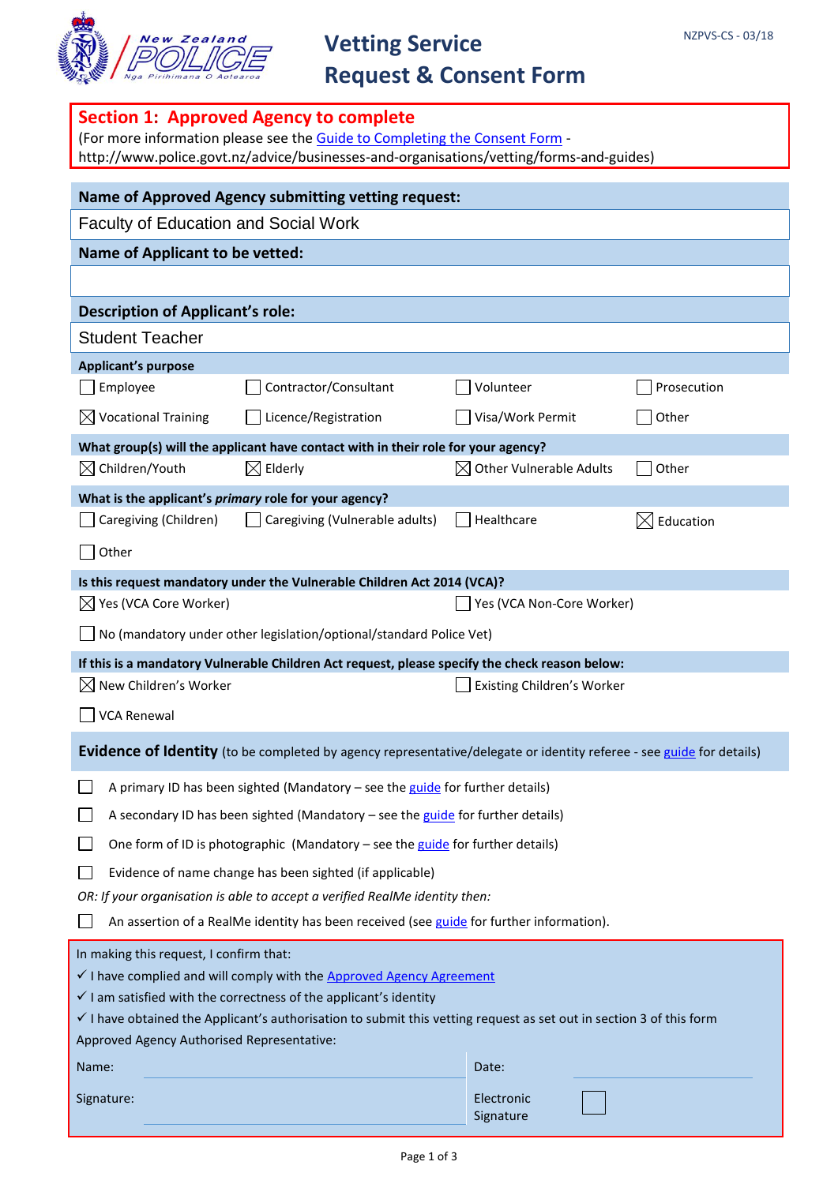New Zealand POLICE
Nga Pirihimana O Aotearoa

# Vetting Service Request & Consent Form

NZPVS-CS - 03/18

## Section 1: Approved Agency to complete

(For more information please see the Guide to Completing the Consent Form - http://www.police.govt.nz/advice/businesses-and-organisations/vetting/forms-and-guides)

**Name of Approved Agency submitting vetting request:**

Faculty of Education and Social Work

**Name of Applicant to be vetted:**

**Description of Applicant's role:**

Student Teacher

**Applicant's purpose**

| | | | |
|---|---|---|---|
| ☐ Employee | ☐ Contractor/Consultant | ☐ Volunteer | ☐ Prosecution |
| ☒ Vocational Training | ☐ Licence/Registration | ☐ Visa/Work Permit | ☐ Other |

**What group(s) will the applicant have contact with in their role for your agency?**

| | | | |
|---|---|---|---|
| ☒ Children/Youth | ☒ Elderly | ☒ Other Vulnerable Adults | ☐ Other |

**What is the applicant's *primary* role for your agency?**

| | | | |
|---|---|---|---|
| ☐ Caregiving (Children) | ☐ Caregiving (Vulnerable adults) | ☐ Healthcare | ☒ Education |
| ☐ Other | | | |

**Is this request mandatory under the Vulnerable Children Act 2014 (VCA)?**

☒ Yes (VCA Core Worker) ☐ Yes (VCA Non-Core Worker)

☐ No (mandatory under other legislation/optional/standard Police Vet)

**If this is a mandatory Vulnerable Children Act request, please specify the check reason below:**

☒ New Children's Worker ☐ Existing Children's Worker

☐ VCA Renewal

**Evidence of Identity** (to be completed by agency representative/delegate or identity referee - see guide for details)

☐ A primary ID has been sighted (Mandatory – see the guide for further details)

☐ A secondary ID has been sighted (Mandatory – see the guide for further details)

☐ One form of ID is photographic (Mandatory – see the guide for further details)

☐ Evidence of name change has been sighted (if applicable)

*OR: If your organisation is able to accept a verified RealMe identity then:*

☐ An assertion of a RealMe identity has been received (see guide for further information).

In making this request, I confirm that:

✓ I have complied and will comply with the Approved Agency Agreement

✓ I am satisfied with the correctness of the applicant's identity

✓ I have obtained the Applicant's authorisation to submit this vetting request as set out in section 3 of this form

Approved Agency Authorised Representative:

Name: ____________________ Date: ____________________

Signature: ____________________ Electronic Signature ☐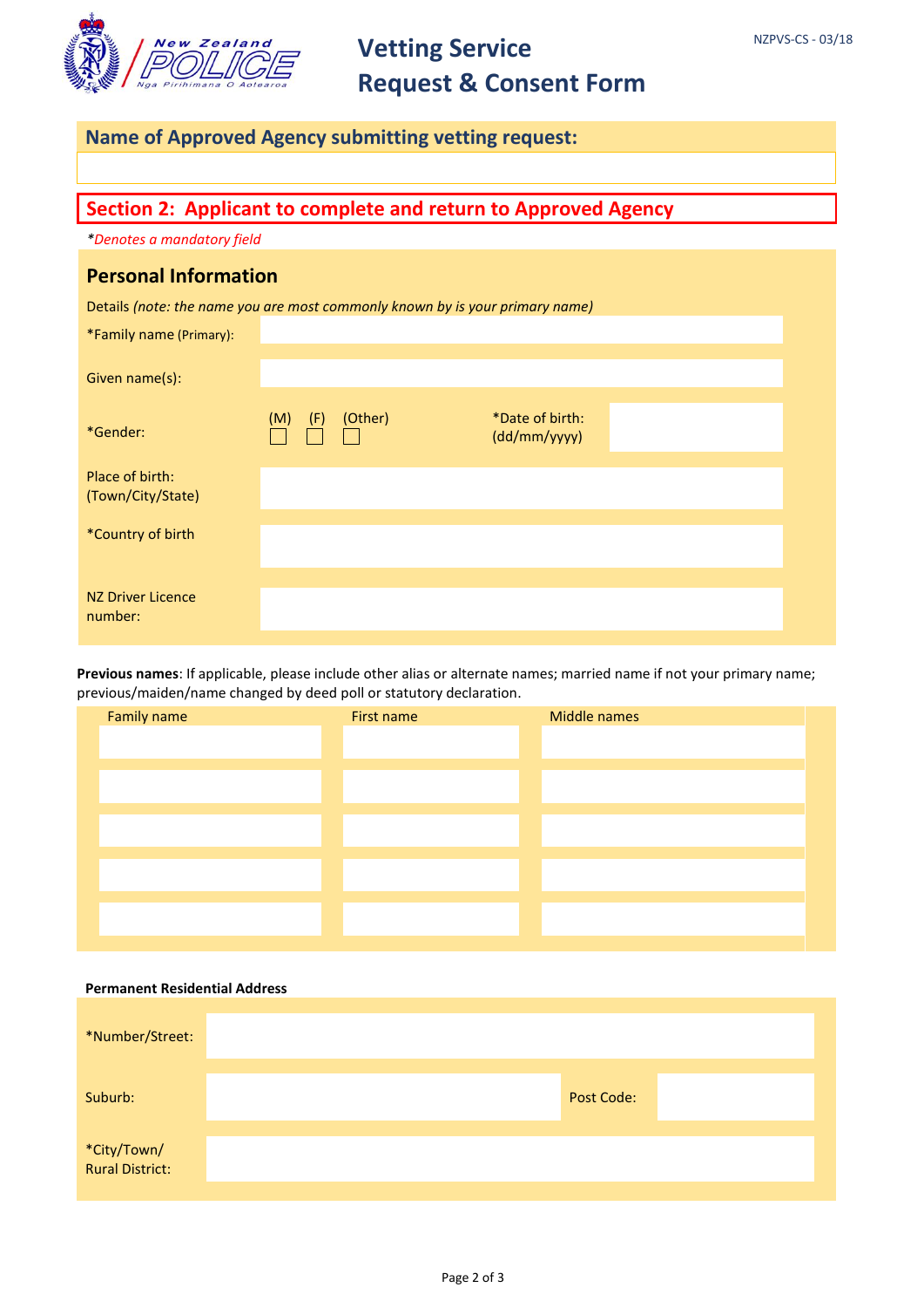# Vetting Service Request & Consent Form

NZPVS-CS - 03/18

## Name of Approved Agency submitting vetting request:

## Section 2: Applicant to complete and return to Approved Agency

*\*Denotes a mandatory field*

### Personal Information

Details *(note: the name you are most commonly known by is your primary name)*

| | |
|---|---|
| *Family name (Primary): | |
| Given name(s): | |
| *Gender: | (M) ☐ (F) ☐ (Other) ☐ |
| *Date of birth: (dd/mm/yyyy) | |
| Place of birth: (Town/City/State) | |
| *Country of birth | |
| NZ Driver Licence number: | |

**Previous names**: If applicable, please include other alias or alternate names; married name if not your primary name; previous/maiden/name changed by deed poll or statutory declaration.

| Family name | First name | Middle names |
|---|---|---|
| | | |
| | | |
| | | |
| | | |
| | | |

**Permanent Residential Address**

| | | | |
|---|---|---|---|
| *Number/Street: | | | |
| Suburb: | | Post Code: | |
| *City/Town/ Rural District: | | | |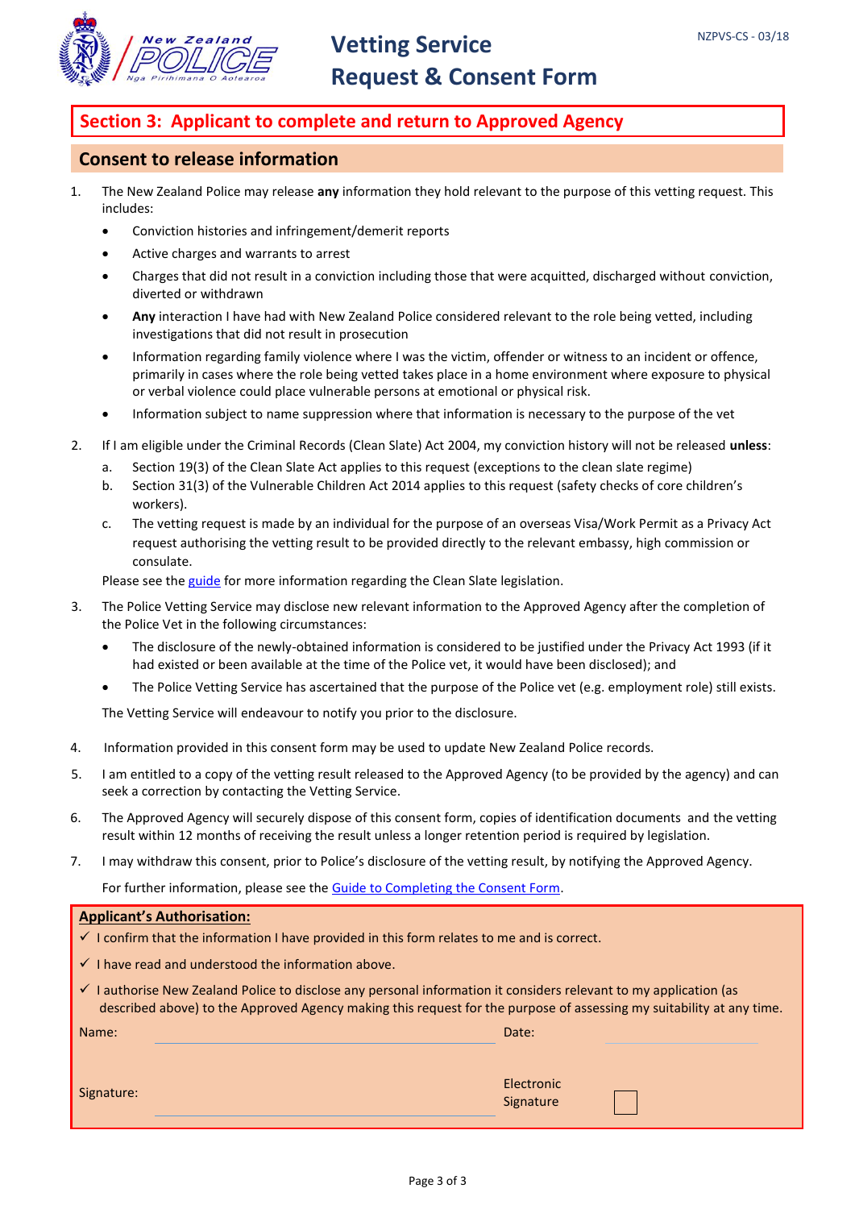# Vetting Service Request & Consent Form

NZPVS-CS - 03/18

## Section 3: Applicant to complete and return to Approved Agency

## Consent to release information

1. The New Zealand Police may release **any** information they hold relevant to the purpose of this vetting request. This includes:
   - Conviction histories and infringement/demerit reports
   - Active charges and warrants to arrest
   - Charges that did not result in a conviction including those that were acquitted, discharged without conviction, diverted or withdrawn
   - **Any** interaction I have had with New Zealand Police considered relevant to the role being vetted, including investigations that did not result in prosecution
   - Information regarding family violence where I was the victim, offender or witness to an incident or offence, primarily in cases where the role being vetted takes place in a home environment where exposure to physical or verbal violence could place vulnerable persons at emotional or physical risk.
   - Information subject to name suppression where that information is necessary to the purpose of the vet

2. If I am eligible under the Criminal Records (Clean Slate) Act 2004, my conviction history will not be released **unless**:
   a. Section 19(3) of the Clean Slate Act applies to this request (exceptions to the clean slate regime)
   b. Section 31(3) of the Vulnerable Children Act 2014 applies to this request (safety checks of core children's workers).
   c. The vetting request is made by an individual for the purpose of an overseas Visa/Work Permit as a Privacy Act request authorising the vetting result to be provided directly to the relevant embassy, high commission or consulate.

   Please see the guide for more information regarding the Clean Slate legislation.

3. The Police Vetting Service may disclose new relevant information to the Approved Agency after the completion of the Police Vet in the following circumstances:
   - The disclosure of the newly-obtained information is considered to be justified under the Privacy Act 1993 (if it had existed or been available at the time of the Police vet, it would have been disclosed); and
   - The Police Vetting Service has ascertained that the purpose of the Police vet (e.g. employment role) still exists.

   The Vetting Service will endeavour to notify you prior to the disclosure.

4. Information provided in this consent form may be used to update New Zealand Police records.

5. I am entitled to a copy of the vetting result released to the Approved Agency (to be provided by the agency) and can seek a correction by contacting the Vetting Service.

6. The Approved Agency will securely dispose of this consent form, copies of identification documents and the vetting result within 12 months of receiving the result unless a longer retention period is required by legislation.

7. I may withdraw this consent, prior to Police's disclosure of the vetting result, by notifying the Approved Agency.

   For further information, please see the Guide to Completing the Consent Form.

**Applicant's Authorisation:**

- ✓ I confirm that the information I have provided in this form relates to me and is correct.
- ✓ I have read and understood the information above.
- ✓ I authorise New Zealand Police to disclose any personal information it considers relevant to my application (as described above) to the Approved Agency making this request for the purpose of assessing my suitability at any time.

Name: ____________________ Date: ____________

Signature: ____________________ Electronic Signature ☐